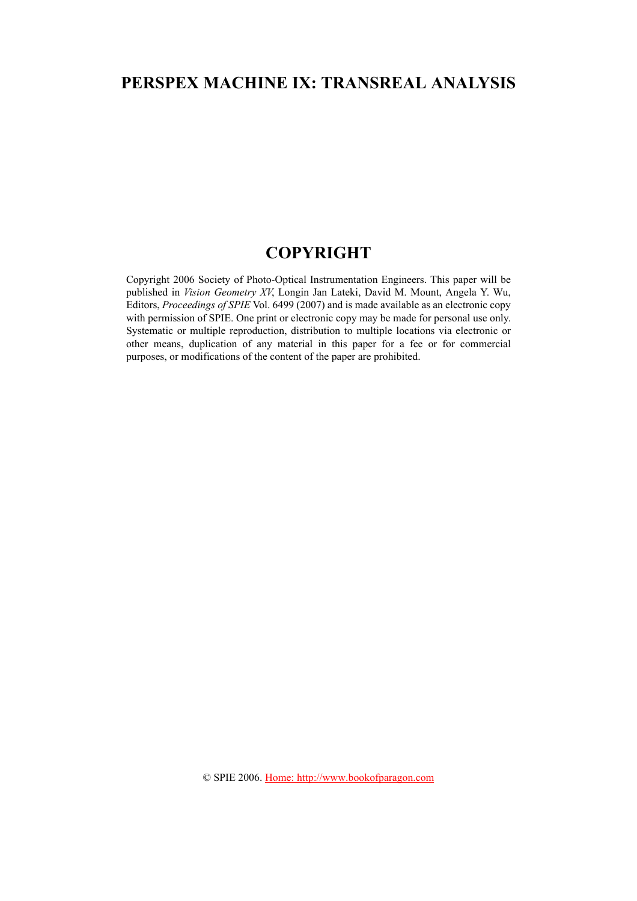# PERSPEX MACHINE IX: TRANSREAL ANALYSIS

## COPYRIGHT

Copyright 2006 Society of Photo-Optical Instrumentation Engineers. This paper will be published in *Vision Geometry XV*, Longin Jan Lateki, David M. Mount, Angela Y. Wu, Editors, *Proceedings of SPIE* Vol. 6499 (2007) and is made available as an electronic copy with permission of SPIE. One print or electronic copy may be made for personal use only. Systematic or multiple reproduction, distribution to multiple locations via electronic or other means, duplication of any material in this paper for a fee or for commercial purposes, or modifications of the content of the paper are prohibited.

© SPIE 2006. Home: http://www.bookofparagon.com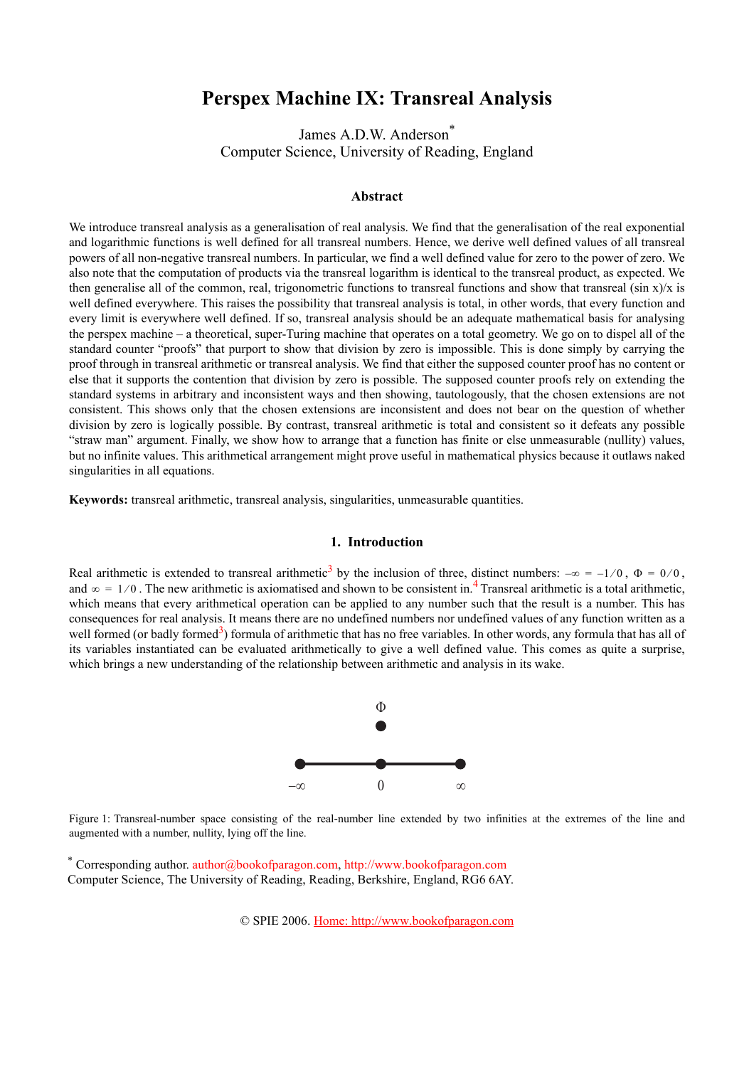# Perspex Machine IX: Transreal Analysis

James A.D.W. Anderson*
Computer Science, University of Reading, England

### Abstract

We introduce transreal analysis as a generalisation of real analysis. We find that the generalisation of the real exponential and logarithmic functions is well defined for all transreal numbers. Hence, we derive well defined values of all transreal powers of all non-negative transreal numbers. In particular, we find a well defined value for zero to the power of zero. We also note that the computation of products via the transreal logarithm is identical to the transreal product, as expected. We then generalise all of the common, real, trigonometric functions to transreal functions and show that transreal (sin x)/x is well defined everywhere. This raises the possibility that transreal analysis is total, in other words, that every function and every limit is everywhere well defined. If so, transreal analysis should be an adequate mathematical basis for analysing the perspex machine – a theoretical, super-Turing machine that operates on a total geometry. We go on to dispel all of the standard counter "proofs" that purport to show that division by zero is impossible. This is done simply by carrying the proof through in transreal arithmetic or transreal analysis. We find that either the supposed counter proof has no content or else that it supports the contention that division by zero is possible. The supposed counter proofs rely on extending the standard systems in arbitrary and inconsistent ways and then showing, tautologously, that the chosen extensions are not consistent. This shows only that the chosen extensions are inconsistent and does not bear on the question of whether division by zero is logically possible. By contrast, transreal arithmetic is total and consistent so it defeats any possible "straw man" argument. Finally, we show how to arrange that a function has finite or else unmeasurable (nullity) values, but no infinite values. This arithmetical arrangement might prove useful in mathematical physics because it outlaws naked singularities in all equations.

**Keywords:** transreal arithmetic, transreal analysis, singularities, unmeasurable quantities.

## 1. Introduction

Real arithmetic is extended to transreal arithmetic[3] by the inclusion of three, distinct numbers: $-\infty = -1/0$, $\Phi = 0/0$, and $\infty = 1/0$. The new arithmetic is axiomatised and shown to be consistent in.[4] Transreal arithmetic is a total arithmetic, which means that every arithmetical operation can be applied to any number such that the result is a number. This has consequences for real analysis. It means there are no undefined numbers nor undefined values of any function written as a well formed (or badly formed[3]) formula of arithmetic that has no free variables. In other words, any formula that has all of its variables instantiated can be evaluated arithmetically to give a well defined value. This comes as quite a surprise, which brings a new understanding of the relationship between arithmetic and analysis in its wake.

Φ

$-\infty$ 0 $\infty$

Figure 1: Transreal-number space consisting of the real-number line extended by two infinities at the extremes of the line and augmented with a number, nullity, lying off the line.

\* Corresponding author. author@bookofparagon.com, http://www.bookofparagon.com
Computer Science, The University of Reading, Reading, Berkshire, England, RG6 6AY.

© SPIE 2006. Home: http://www.bookofparagon.com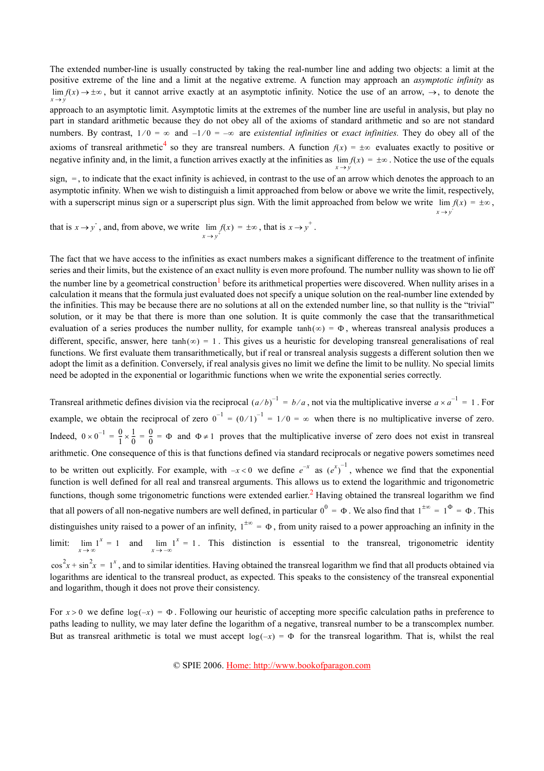The extended number-line is usually constructed by taking the real-number line and adding two objects: a limit at the positive extreme of the line and a limit at the negative extreme. A function may approach an *asymptotic infinity* as $\lim_{x \to y} f(x) \to \pm\infty$, but it cannot arrive exactly at an asymptotic infinity. Notice the use of an arrow, $\to$, to denote the approach to an asymptotic limit. Asymptotic limits at the extremes of the number line are useful in analysis, but play no part in standard arithmetic because they do not obey all of the axioms of standard arithmetic and so are not standard numbers. By contrast, $1/0 = \infty$ and $-1/0 = -\infty$ are *existential infinities* or *exact infinities.* They do obey all of the axioms of transreal arithmetic[4] so they are transreal numbers. A function $f(x) = \pm\infty$ evaluates exactly to positive or negative infinity and, in the limit, a function arrives exactly at the infinities as $\lim_{x \to y} f(x) = \pm\infty$. Notice the use of the equals sign, $=$, to indicate that the exact infinity is achieved, in contrast to the use of an arrow which denotes the approach to an asymptotic infinity. When we wish to distinguish a limit approached from below or above we write the limit, respectively, with a superscript minus sign or a superscript plus sign. With the limit approached from below we write $\lim_{x \to y^-} f(x) = \pm\infty$, that is $x \to y^-$, and, from above, we write $\lim_{x \to y^+} f(x) = \pm\infty$, that is $x \to y^+$.

The fact that we have access to the infinities as exact numbers makes a significant difference to the treatment of infinite series and their limits, but the existence of an exact nullity is even more profound. The number nullity was shown to lie off the number line by a geometrical construction[1] before its arithmetical properties were discovered. When nullity arises in a calculation it means that the formula just evaluated does not specify a unique solution on the real-number line extended by the infinities. This may be because there are no solutions at all on the extended number line, so that nullity is the "trivial" solution, or it may be that there is more than one solution. It is quite commonly the case that the transarithmetical evaluation of a series produces the number nullity, for example $\tanh(\infty) = \Phi$, whereas transreal analysis produces a different, specific, answer, here $\tanh(\infty) = 1$. This gives us a heuristic for developing transreal generalisations of real functions. We first evaluate them transarithmetically, but if real or transreal analysis suggests a different solution then we adopt the limit as a definition. Conversely, if real analysis gives no limit we define the limit to be nullity. No special limits need be adopted in the exponential or logarithmic functions when we write the exponential series correctly.

Transreal arithmetic defines division via the reciprocal $(a/b)^{-1} = b/a$, not via the multiplicative inverse $a \times a^{-1} = 1$. For example, we obtain the reciprocal of zero $0^{-1} = (0/1)^{-1} = 1/0 = \infty$ when there is no multiplicative inverse of zero. Indeed, $0 \times 0^{-1} = \frac{0}{1} \times \frac{1}{0} = \frac{0}{0} = \Phi$ and $\Phi \neq 1$ proves that the multiplicative inverse of zero does not exist in transreal arithmetic. One consequence of this is that functions defined via standard reciprocals or negative powers sometimes need to be written out explicitly. For example, with $-x < 0$ we define $e^{-x}$ as $(e^x)^{-1}$, whence we find that the exponential function is well defined for all real and transreal arguments. This allows us to extend the logarithmic and trigonometric functions, though some trigonometric functions were extended earlier.[2] Having obtained the transreal logarithm we find that all powers of all non-negative numbers are well defined, in particular $0^0 = \Phi$. We also find that $1^{\pm\infty} = 1^{\Phi} = \Phi$. This distinguishes unity raised to a power of an infinity, $1^{\pm\infty} = \Phi$, from unity raised to a power approaching an infinity in the limit: $\lim_{x \to \infty} 1^x = 1$ and $\lim_{x \to -\infty} 1^x = 1$. This distinction is essential to the transreal, trigonometric identity $\cos^2 x + \sin^2 x = 1^x$, and to similar identities. Having obtained the transreal logarithm we find that all products obtained via logarithms are identical to the transreal product, as expected. This speaks to the consistency of the transreal exponential and logarithm, though it does not prove their consistency.

For $x > 0$ we define $\log(-x) = \Phi$. Following our heuristic of accepting more specific calculation paths in preference to paths leading to nullity, we may later define the logarithm of a negative, transreal number to be a transcomplex number. But as transreal arithmetic is total we must accept $\log(-x) = \Phi$ for the transreal logarithm. That is, whilst the real

© SPIE 2006. Home: http://www.bookofparagon.com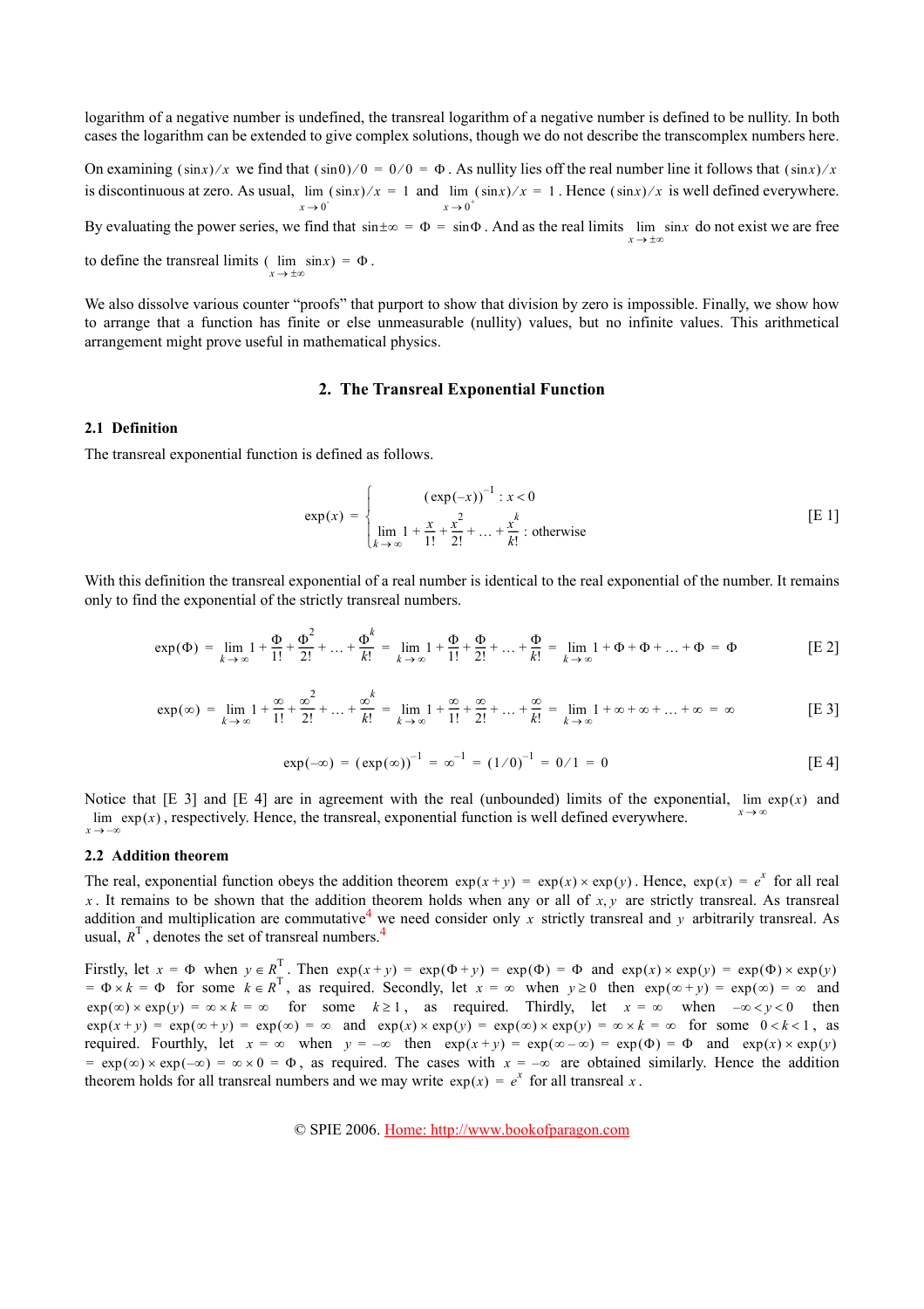logarithm of a negative number is undefined, the transreal logarithm of a negative number is defined to be nullity. In both cases the logarithm can be extended to give complex solutions, though we do not describe the transcomplex numbers here.

On examining $(\sin x)/x$ we find that $(\sin 0)/0 = 0/0 = \Phi$. As nullity lies off the real number line it follows that $(\sin x)/x$ is discontinuous at zero. As usual, $\lim_{x \to 0^-} (\sin x)/x = 1$ and $\lim_{x \to 0^+} (\sin x)/x = 1$. Hence $(\sin x)/x$ is well defined everywhere. By evaluating the power series, we find that $\sin \pm\infty = \Phi = \sin\Phi$. And as the real limits $\lim_{x \to \pm\infty} \sin x$ do not exist we are free to define the transreal limits $(\lim_{x \to \pm\infty} \sin x) = \Phi$.

We also dissolve various counter "proofs" that purport to show that division by zero is impossible. Finally, we show how to arrange that a function has finite or else unmeasurable (nullity) values, but no infinite values. This arithmetical arrangement might prove useful in mathematical physics.

## 2. The Transreal Exponential Function

### 2.1 Definition

The transreal exponential function is defined as follows.

$$\exp(x) = \begin{cases} (\exp(-x))^{-1} : x < 0 \\ \lim_{k \to \infty} 1 + \dfrac{x}{1!} + \dfrac{x^2}{2!} + \ldots + \dfrac{x^k}{k!} : \text{otherwise} \end{cases} \qquad \text{[E 1]}$$

With this definition the transreal exponential of a real number is identical to the real exponential of the number. It remains only to find the exponential of the strictly transreal numbers.

$$\exp(\Phi) = \lim_{k \to \infty} 1 + \frac{\Phi}{1!} + \frac{\Phi^2}{2!} + \ldots + \frac{\Phi^k}{k!} = \lim_{k \to \infty} 1 + \frac{\Phi}{1!} + \frac{\Phi}{2!} + \ldots + \frac{\Phi}{k!} = \lim_{k \to \infty} 1 + \Phi + \Phi + \ldots + \Phi = \Phi \qquad \text{[E 2]}$$

$$\exp(\infty) = \lim_{k \to \infty} 1 + \frac{\infty}{1!} + \frac{\infty^2}{2!} + \ldots + \frac{\infty^k}{k!} = \lim_{k \to \infty} 1 + \frac{\infty}{1!} + \frac{\infty}{2!} + \ldots + \frac{\infty}{k!} = \lim_{k \to \infty} 1 + \infty + \infty + \ldots + \infty = \infty \qquad \text{[E 3]}$$

$$\exp(-\infty) = (\exp(\infty))^{-1} = \infty^{-1} = (1/0)^{-1} = 0/1 = 0 \qquad \text{[E 4]}$$

Notice that [E 3] and [E 4] are in agreement with the real (unbounded) limits of the exponential, $\lim_{x \to \infty} \exp(x)$ and $\lim_{x \to -\infty} \exp(x)$, respectively. Hence, the transreal, exponential function is well defined everywhere.

### 2.2 Addition theorem

The real, exponential function obeys the addition theorem $\exp(x+y) = \exp(x) \times \exp(y)$. Hence, $\exp(x) = e^x$ for all real $x$. It remains to be shown that the addition theorem holds when any or all of $x, y$ are strictly transreal. As transreal addition and multiplication are commutative[4] we need consider only $x$ strictly transreal and $y$ arbitrarily transreal. As usual, $R^T$, denotes the set of transreal numbers.[4]

Firstly, let $x = \Phi$ when $y \in R^T$. Then $\exp(x+y) = \exp(\Phi + y) = \exp(\Phi) = \Phi$ and $\exp(x) \times \exp(y) = \exp(\Phi) \times \exp(y) = \Phi \times k = \Phi$ for some $k \in R^T$, as required. Secondly, let $x = \infty$ when $y \geq 0$ then $\exp(\infty + y) = \exp(\infty) = \infty$ and $\exp(\infty) \times \exp(y) = \infty \times k = \infty$ for some $k \geq 1$, as required. Thirdly, let $x = \infty$ when $-\infty < y < 0$ then $\exp(x+y) = \exp(\infty + y) = \exp(\infty) = \infty$ and $\exp(x) \times \exp(y) = \exp(\infty) \times \exp(y) = \infty \times k = \infty$ for some $0 < k < 1$, as required. Fourthly, let $x = \infty$ when $y = -\infty$ then $\exp(x+y) = \exp(\infty - \infty) = \exp(\Phi) = \Phi$ and $\exp(x) \times \exp(y) = \exp(\infty) \times \exp(-\infty) = \infty \times 0 = \Phi$, as required. The cases with $x = -\infty$ are obtained similarly. Hence the addition theorem holds for all transreal numbers and we may write $\exp(x) = e^x$ for all transreal $x$.

© SPIE 2006. Home: http://www.bookofparagon.com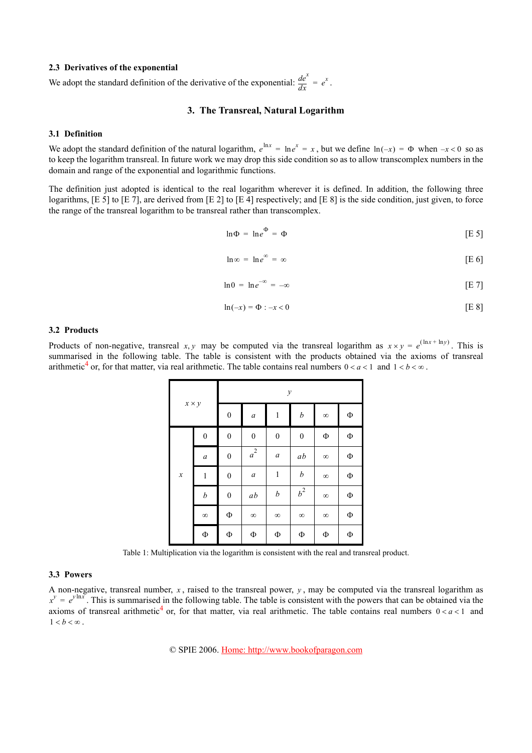### 2.3 Derivatives of the exponential

We adopt the standard definition of the derivative of the exponential: $\frac{de^x}{dx} = e^x$.

## 3. The Transreal, Natural Logarithm

### 3.1 Definition

We adopt the standard definition of the natural logarithm, $e^{\ln x} = \ln e^x = x$, but we define $\ln(-x) = \Phi$ when $-x < 0$ so as to keep the logarithm transreal. In future work we may drop this side condition so as to allow transcomplex numbers in the domain and range of the exponential and logarithmic functions.

The definition just adopted is identical to the real logarithm wherever it is defined. In addition, the following three logarithms, [E 5] to [E 7], are derived from [E 2] to [E 4] respectively; and [E 8] is the side condition, just given, to force the range of the transreal logarithm to be transreal rather than transcomplex.

$$\ln\Phi = \ln e^{\Phi} = \Phi \qquad \text{[E 5]}$$

$$\ln\infty = \ln e^{\infty} = \infty \qquad \text{[E 6]}$$

$$\ln 0 = \ln e^{-\infty} = -\infty \qquad \text{[E 7]}$$

$$\ln(-x) = \Phi : -x < 0 \qquad \text{[E 8]}$$

### 3.2 Products

Products of non-negative, transreal $x, y$ may be computed via the transreal logarithm as $x \times y = e^{(\ln x + \ln y)}$. This is summarised in the following table. The table is consistent with the products obtained via the axioms of transreal arithmetic[4] or, for that matter, via real arithmetic. The table contains real numbers $0 < a < 1$ and $1 < b < \infty$.

| $x \times y$ | | $y$ | | | | | |
|---|---|---|---|---|---|---|---|
| | | $0$ | $a$ | $1$ | $b$ | $\infty$ | $\Phi$ |
| $x$ | $0$ | $0$ | $0$ | $0$ | $0$ | $\Phi$ | $\Phi$ |
| | $a$ | $0$ | $a^2$ | $a$ | $ab$ | $\infty$ | $\Phi$ |
| | $1$ | $0$ | $a$ | $1$ | $b$ | $\infty$ | $\Phi$ |
| | $b$ | $0$ | $ab$ | $b$ | $b^2$ | $\infty$ | $\Phi$ |
| | $\infty$ | $\Phi$ | $\infty$ | $\infty$ | $\infty$ | $\infty$ | $\Phi$ |
| | $\Phi$ | $\Phi$ | $\Phi$ | $\Phi$ | $\Phi$ | $\Phi$ | $\Phi$ |

Table 1: Multiplication via the logarithm is consistent with the real and transreal product.

### 3.3 Powers

A non-negative, transreal number, $x$, raised to the transreal power, $y$, may be computed via the transreal logarithm as $x^y = e^{y \ln x}$. This is summarised in the following table. The table is consistent with the powers that can be obtained via the axioms of transreal arithmetic[4] or, for that matter, via real arithmetic. The table contains real numbers $0 < a < 1$ and $1 < b < \infty$.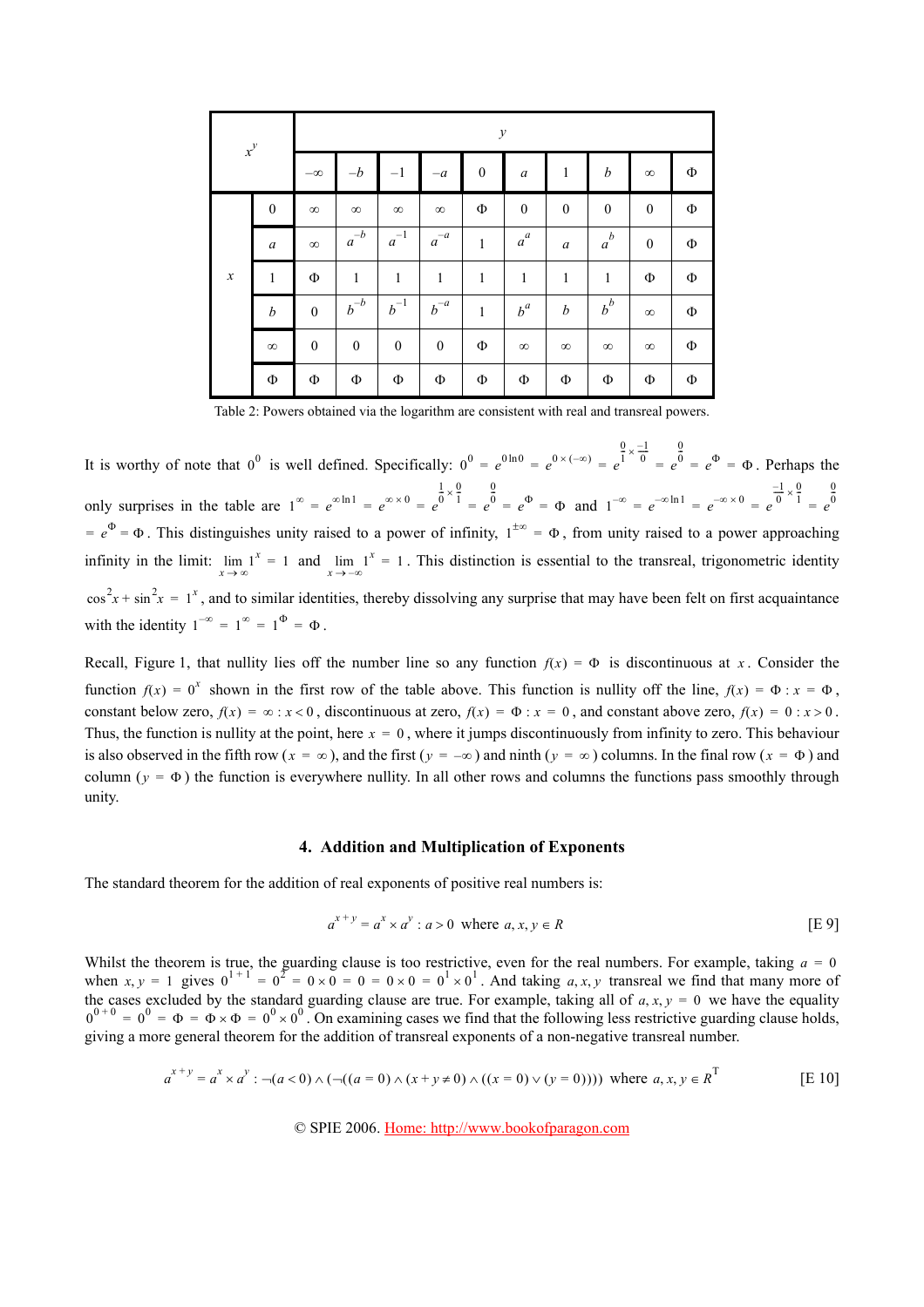| $x^y$ | | $y$ | | | | | | | | | |
|---|---|---|---|---|---|---|---|---|---|---|---|
| | | $-\infty$ | $-b$ | $-1$ | $-a$ | $0$ | $a$ | $1$ | $b$ | $\infty$ | $\Phi$ |
| $x$ | $0$ | $\infty$ | $\infty$ | $\infty$ | $\infty$ | $\Phi$ | $0$ | $0$ | $0$ | $0$ | $\Phi$ |
| | $a$ | $\infty$ | $a^{-b}$ | $a^{-1}$ | $a^{-a}$ | $1$ | $a^a$ | $a$ | $a^b$ | $0$ | $\Phi$ |
| | $1$ | $\Phi$ | $1$ | $1$ | $1$ | $1$ | $1$ | $1$ | $1$ | $\Phi$ | $\Phi$ |
| | $b$ | $0$ | $b^{-b}$ | $b^{-1}$ | $b^{-a}$ | $1$ | $b^a$ | $b$ | $b^b$ | $\infty$ | $\Phi$ |
| | $\infty$ | $0$ | $0$ | $0$ | $0$ | $\Phi$ | $\infty$ | $\infty$ | $\infty$ | $\infty$ | $\Phi$ |
| | $\Phi$ | $\Phi$ | $\Phi$ | $\Phi$ | $\Phi$ | $\Phi$ | $\Phi$ | $\Phi$ | $\Phi$ | $\Phi$ | $\Phi$ |

Table 2: Powers obtained via the logarithm are consistent with real and transreal powers.

It is worthy of note that $0^0$ is well defined. Specifically: $0^0 = e^{0 \ln 0} = e^{0 \times (-\infty)} = e^{\frac{0}{1} \times \frac{-1}{0}} = e^{\frac{0}{0}} = e^{\Phi} = \Phi$. Perhaps the only surprises in the table are $1^{\infty} = e^{\infty \ln 1} = e^{\infty \times 0} = e^{\frac{1}{0} \times \frac{0}{1}} = e^{\frac{0}{0}} = e^{\Phi} = \Phi$ and $1^{-\infty} = e^{-\infty \ln 1} = e^{-\infty \times 0} = e^{\frac{-1}{0} \times \frac{0}{1}} = e^{\frac{0}{0}} = e^{\Phi} = \Phi$. This distinguishes unity raised to a power of infinity, $1^{\pm\infty} = \Phi$, from unity raised to a power approaching infinity in the limit: $\lim_{x \to \infty} 1^x = 1$ and $\lim_{x \to -\infty} 1^x = 1$. This distinction is essential to the transreal, trigonometric identity $\cos^2 x + \sin^2 x = 1^x$, and to similar identities, thereby dissolving any surprise that may have been felt on first acquaintance with the identity $1^{-\infty} = 1^{\infty} = 1^{\Phi} = \Phi$.

Recall, Figure 1, that nullity lies off the number line so any function $f(x) = \Phi$ is discontinuous at $x$. Consider the function $f(x) = 0^x$ shown in the first row of the table above. This function is nullity off the line, $f(x) = \Phi : x = \Phi$, constant below zero, $f(x) = \infty : x < 0$, discontinuous at zero, $f(x) = \Phi : x = 0$, and constant above zero, $f(x) = 0 : x > 0$. Thus, the function is nullity at the point, here $x = 0$, where it jumps discontinuously from infinity to zero. This behaviour is also observed in the fifth row ($x = \infty$), and the first ($y = -\infty$) and ninth ($y = \infty$) columns. In the final row ($x = \Phi$) and column ($y = \Phi$) the function is everywhere nullity. In all other rows and columns the functions pass smoothly through unity.

## 4. Addition and Multiplication of Exponents

The standard theorem for the addition of real exponents of positive real numbers is:

$$a^{x+y} = a^x \times a^y : a > 0 \text{ where } a, x, y \in R \tag{E 9}$$

Whilst the theorem is true, the guarding clause is too restrictive, even for the real numbers. For example, taking $a = 0$ when $x, y = 1$ gives $0^{1+1} = 0^2 = 0 \times 0 = 0 = 0 \times 0 = 0^1 \times 0^1$. And taking $a, x, y$ transreal we find that many more of the cases excluded by the standard guarding clause are true. For example, taking all of $a, x, y = 0$ we have the equality $0^{0+0} = 0^0 = \Phi = \Phi \times \Phi = 0^0 \times 0^0$. On examining cases we find that the following less restrictive guarding clause holds, giving a more general theorem for the addition of transreal exponents of a non-negative transreal number.

$$a^{x+y} = a^x \times a^y : \neg(a < 0) \wedge (\neg((a = 0) \wedge (x + y \neq 0) \wedge ((x = 0) \vee (y = 0)))) \text{ where } a, x, y \in R^T \tag{E 10}$$

© SPIE 2006. Home: http://www.bookofparagon.com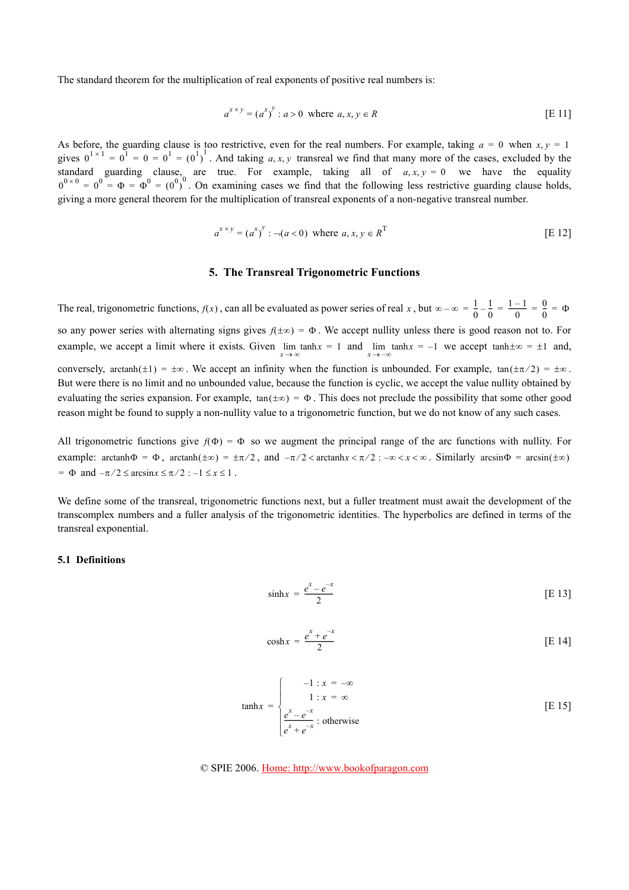The standard theorem for the multiplication of real exponents of positive real numbers is:

$$a^{x \times y} = (a^x)^y : a > 0 \text{ where } a, x, y \in R \qquad \text{[E 11]}$$

As before, the guarding clause is too restrictive, even for the real numbers. For example, taking $a = 0$ when $x, y = 1$ gives $0^{1 \times 1} = 0^1 = 0 = 0^1 = (0^1)^1$. And taking $a, x, y$ transreal we find that many more of the cases, excluded by the standard guarding clause, are true. For example, taking all of $a, x, y = 0$ we have the equality $0^{0 \times 0} = 0^0 = \Phi = \Phi^0 = (0^0)^0$. On examining cases we find that the following less restrictive guarding clause holds, giving a more general theorem for the multiplication of transreal exponents of a non-negative transreal number.

$$a^{x \times y} = (a^x)^y : \neg(a < 0) \text{ where } a, x, y \in R^{\mathrm{T}} \qquad \text{[E 12]}$$

## 5. The Transreal Trigonometric Functions

The real, trigonometric functions, $f(x)$, can all be evaluated as power series of real $x$, but $\infty - \infty = \frac{1}{0} - \frac{1}{0} = \frac{1-1}{0} = \frac{0}{0} = \Phi$ so any power series with alternating signs gives $f(\pm\infty) = \Phi$. We accept nullity unless there is good reason not to. For example, we accept a limit where it exists. Given $\lim_{x \to \infty} \tanh x = 1$ and $\lim_{x \to -\infty} \tanh x = -1$ we accept $\tanh \pm\infty = \pm 1$ and, conversely, $\operatorname{arctanh}(\pm 1) = \pm\infty$. We accept an infinity when the function is unbounded. For example, $\tan(\pm\pi/2) = \pm\infty$. But were there is no limit and no unbounded value, because the function is cyclic, we accept the value nullity obtained by evaluating the series expansion. For example, $\tan(\pm\infty) = \Phi$. This does not preclude the possibility that some other good reason might be found to supply a non-nullity value to a trigonometric function, but we do not know of any such cases.

All trigonometric functions give $f(\Phi) = \Phi$ so we augment the principal range of the arc functions with nullity. For example: $\operatorname{arctanh}\Phi = \Phi$, $\operatorname{arctanh}(\pm\infty) = \pm\pi/2$, and $-\pi/2 < \operatorname{arctanh} x < \pi/2 : -\infty < x < \infty$. Similarly $\arcsin\Phi = \arcsin(\pm\infty) = \Phi$ and $-\pi/2 \le \arcsin x \le \pi/2 : -1 \le x \le 1$.

We define some of the transreal, trigonometric functions next, but a fuller treatment must await the development of the transcomplex numbers and a fuller analysis of the trigonometric identities. The hyperbolics are defined in terms of the transreal exponential.

### 5.1 Definitions

$$\sinh x = \frac{e^x - e^{-x}}{2} \qquad \text{[E 13]}$$

$$\cosh x = \frac{e^x + e^{-x}}{2} \qquad \text{[E 14]}$$

$$\tanh x = \begin{cases} -1 : x = -\infty \\ 1 : x = \infty \\ \dfrac{e^x - e^{-x}}{e^x + e^{-x}} : \text{otherwise} \end{cases} \qquad \text{[E 15]}$$

© SPIE 2006. Home: http://www.bookofparagon.com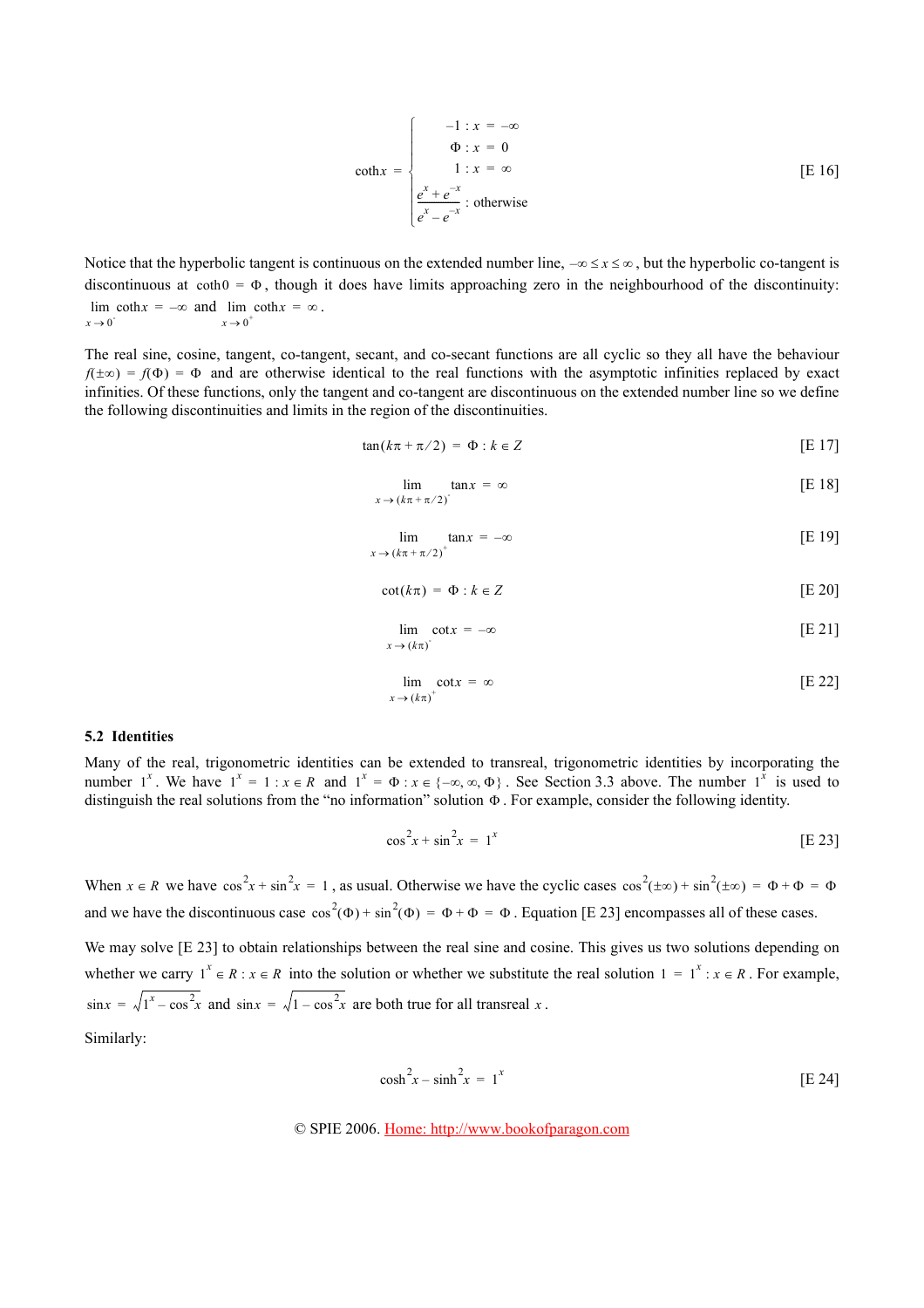$$\coth x = \begin{cases} -1 : x = -\infty \\ \Phi : x = 0 \\ 1 : x = \infty \\ \dfrac{e^x + e^{-x}}{e^x - e^{-x}} : \text{otherwise} \end{cases} \quad \text{[E 16]}$$

Notice that the hyperbolic tangent is continuous on the extended number line, $-\infty \le x \le \infty$, but the hyperbolic co-tangent is discontinuous at $\coth 0 = \Phi$, though it does have limits approaching zero in the neighbourhood of the discontinuity: $\lim_{x \to 0^-} \coth x = -\infty$ and $\lim_{x \to 0^+} \coth x = \infty$.

The real sine, cosine, tangent, co-tangent, secant, and co-secant functions are all cyclic so they all have the behaviour $f(\pm\infty) = f(\Phi) = \Phi$ and are otherwise identical to the real functions with the asymptotic infinities replaced by exact infinities. Of these functions, only the tangent and co-tangent are discontinuous on the extended number line so we define the following discontinuities and limits in the region of the discontinuities.

$$\tan(k\pi + \pi/2) = \Phi : k \in Z \quad \text{[E 17]}$$

$$\lim_{x \to (k\pi + \pi/2)^-} \tan x = \infty \quad \text{[E 18]}$$

$$\lim_{x \to (k\pi + \pi/2)^+} \tan x = -\infty \quad \text{[E 19]}$$

$$\cot(k\pi) = \Phi : k \in Z \quad \text{[E 20]}$$

$$\lim_{x \to (k\pi)^-} \cot x = -\infty \quad \text{[E 21]}$$

$$\lim_{x \to (k\pi)^+} \cot x = \infty \quad \text{[E 22]}$$

### 5.2 Identities

Many of the real, trigonometric identities can be extended to transreal, trigonometric identities by incorporating the number $1^x$. We have $1^x = 1 : x \in R$ and $1^x = \Phi : x \in \{-\infty, \infty, \Phi\}$. See Section 3.3 above. The number $1^x$ is used to distinguish the real solutions from the "no information" solution $\Phi$. For example, consider the following identity.

$$\cos^2 x + \sin^2 x = 1^x \quad \text{[E 23]}$$

When $x \in R$ we have $\cos^2 x + \sin^2 x = 1$, as usual. Otherwise we have the cyclic cases $\cos^2(\pm\infty) + \sin^2(\pm\infty) = \Phi + \Phi = \Phi$ and we have the discontinuous case $\cos^2(\Phi) + \sin^2(\Phi) = \Phi + \Phi = \Phi$. Equation [E 23] encompasses all of these cases.

We may solve [E 23] to obtain relationships between the real sine and cosine. This gives us two solutions depending on whether we carry $1^x \in R : x \in R$ into the solution or whether we substitute the real solution $1 = 1^x : x \in R$. For example, $\sin x = \sqrt{1^x - \cos^2 x}$ and $\sin x = \sqrt{1 - \cos^2 x}$ are both true for all transreal $x$.

Similarly:

$$\cosh^2 x - \sinh^2 x = 1^x \quad \text{[E 24]}$$

© SPIE 2006. Home: http://www.bookofparagon.com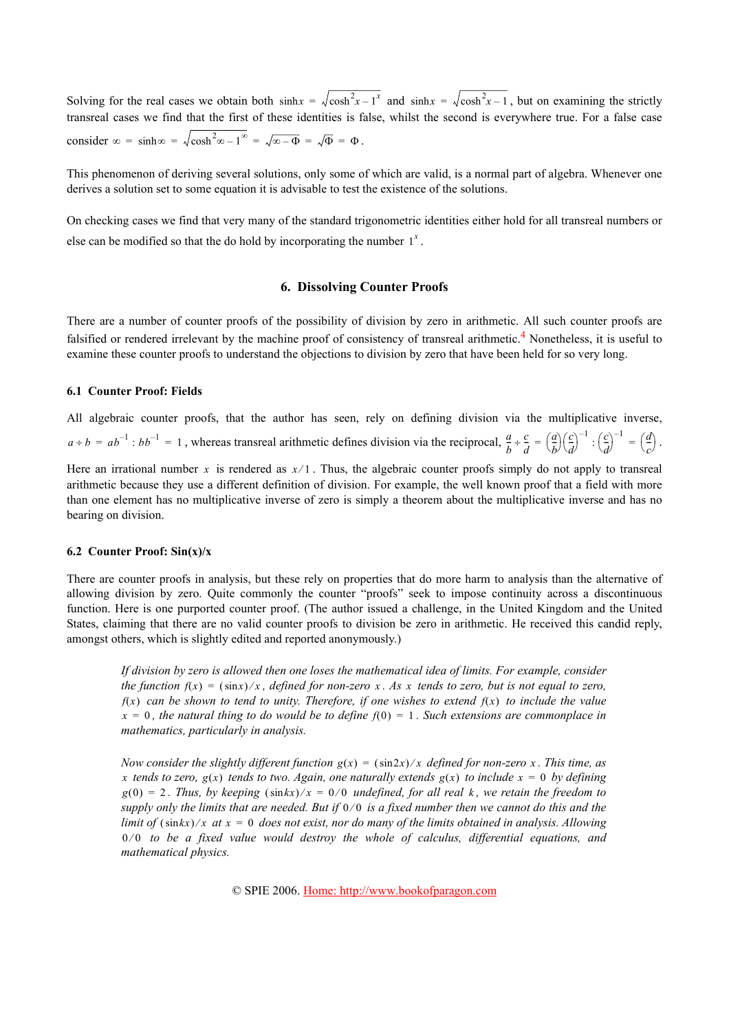Solving for the real cases we obtain both $\sinh x = \sqrt{\cosh^2 x - 1^x}$ and $\sinh x = \sqrt{\cosh^2 x - 1}$, but on examining the strictly transreal cases we find that the first of these identities is false, whilst the second is everywhere true. For a false case consider $\infty = \sinh\infty = \sqrt{\cosh^2\infty - 1^\infty} = \sqrt{\infty - \Phi} = \sqrt{\Phi} = \Phi$.

This phenomenon of deriving several solutions, only some of which are valid, is a normal part of algebra. Whenever one derives a solution set to some equation it is advisable to test the existence of the solutions.

On checking cases we find that very many of the standard trigonometric identities either hold for all transreal numbers or else can be modified so that the do hold by incorporating the number $1^x$.

## 6. Dissolving Counter Proofs

There are a number of counter proofs of the possibility of division by zero in arithmetic. All such counter proofs are falsified or rendered irrelevant by the machine proof of consistency of transreal arithmetic.[4] Nonetheless, it is useful to examine these counter proofs to understand the objections to division by zero that have been held for so very long.

### 6.1 Counter Proof: Fields

All algebraic counter proofs, that the author has seen, rely on defining division via the multiplicative inverse, $a \div b = ab^{-1} : bb^{-1} = 1$, whereas transreal arithmetic defines division via the reciprocal, $\frac{a}{b} \div \frac{c}{d} = \left(\frac{a}{b}\right)\left(\frac{c}{d}\right)^{-1} : \left(\frac{c}{d}\right)^{-1} = \left(\frac{d}{c}\right)$. Here an irrational number $x$ is rendered as $x/1$. Thus, the algebraic counter proofs simply do not apply to transreal arithmetic because they use a different definition of division. For example, the well known proof that a field with more than one element has no multiplicative inverse of zero is simply a theorem about the multiplicative inverse and has no bearing on division.

### 6.2 Counter Proof: Sin(x)/x

There are counter proofs in analysis, but these rely on properties that do more harm to analysis than the alternative of allowing division by zero. Quite commonly the counter "proofs" seek to impose continuity across a discontinuous function. Here is one purported counter proof. (The author issued a challenge, in the United Kingdom and the United States, claiming that there are no valid counter proofs to division be zero in arithmetic. He received this candid reply, amongst others, which is slightly edited and reported anonymously.)

> *If division by zero is allowed then one loses the mathematical idea of limits. For example, consider the function $f(x) = (\sin x)/x$, defined for non-zero $x$. As $x$ tends to zero, but is not equal to zero, $f(x)$ can be shown to tend to unity. Therefore, if one wishes to extend $f(x)$ to include the value $x = 0$, the natural thing to do would be to define $f(0) = 1$. Such extensions are commonplace in mathematics, particularly in analysis.*
>
> *Now consider the slightly different function $g(x) = (\sin 2x)/x$ defined for non-zero $x$. This time, as $x$ tends to zero, $g(x)$ tends to two. Again, one naturally extends $g(x)$ to include $x = 0$ by defining $g(0) = 2$. Thus, by keeping $(\sin kx)/x = 0/0$ undefined, for all real $k$, we retain the freedom to supply only the limits that are needed. But if $0/0$ is a fixed number then we cannot do this and the limit of $(\sin kx)/x$ at $x = 0$ does not exist, nor do many of the limits obtained in analysis. Allowing $0/0$ to be a fixed value would destroy the whole of calculus, differential equations, and mathematical physics.*

© SPIE 2006. Home: http://www.bookofparagon.com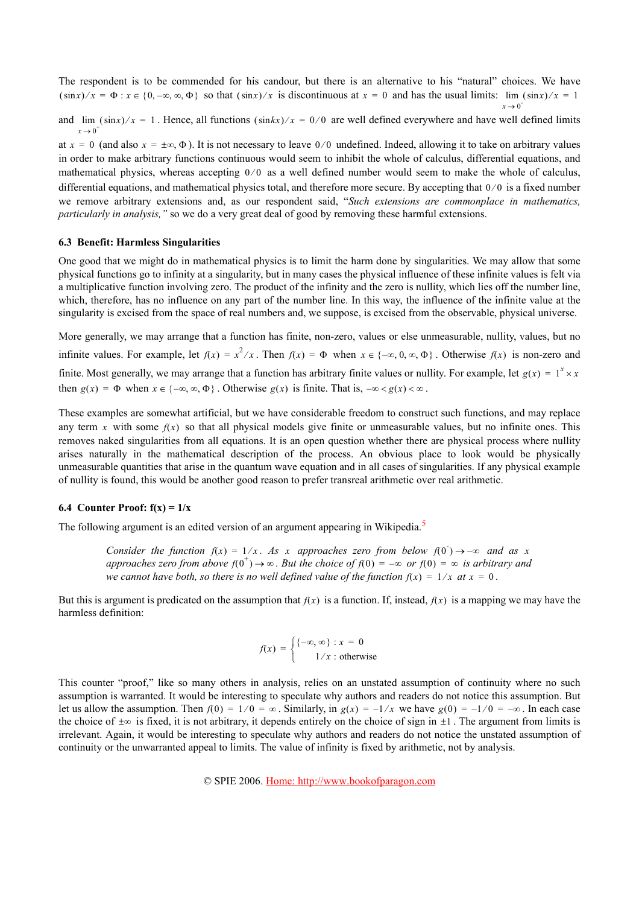The respondent is to be commended for his candour, but there is an alternative to his "natural" choices. We have $(\sin x)/x = \Phi : x \in \{0, -\infty, \infty, \Phi\}$ so that $(\sin x)/x$ is discontinuous at $x = 0$ and has the usual limits: $\lim_{x \to 0^-} (\sin x)/x = 1$ and $\lim_{x \to 0^+} (\sin x)/x = 1$. Hence, all functions $(\sin kx)/x = 0/0$ are well defined everywhere and have well defined limits at $x = 0$ (and also $x = \pm\infty, \Phi$). It is not necessary to leave $0/0$ undefined. Indeed, allowing it to take on arbitrary values in order to make arbitrary functions continuous would seem to inhibit the whole of calculus, differential equations, and mathematical physics, whereas accepting $0/0$ as a well defined number would seem to make the whole of calculus, differential equations, and mathematical physics total, and therefore more secure. By accepting that $0/0$ is a fixed number we remove arbitrary extensions and, as our respondent said, "*Such extensions are commonplace in mathematics, particularly in analysis,*" so we do a very great deal of good by removing these harmful extensions.

### 6.3 Benefit: Harmless Singularities

One good that we might do in mathematical physics is to limit the harm done by singularities. We may allow that some physical functions go to infinity at a singularity, but in many cases the physical influence of these infinite values is felt via a multiplicative function involving zero. The product of the infinity and the zero is nullity, which lies off the number line, which, therefore, has no influence on any part of the number line. In this way, the influence of the infinite value at the singularity is excised from the space of real numbers and, we suppose, is excised from the observable, physical universe.

More generally, we may arrange that a function has finite, non-zero, values or else unmeasurable, nullity, values, but no infinite values. For example, let $f(x) = x^2/x$. Then $f(x) = \Phi$ when $x \in \{-\infty, 0, \infty, \Phi\}$. Otherwise $f(x)$ is non-zero and finite. Most generally, we may arrange that a function has arbitrary finite values or nullity. For example, let $g(x) = 1^x \times x$ then $g(x) = \Phi$ when $x \in \{-\infty, \infty, \Phi\}$. Otherwise $g(x)$ is finite. That is, $-\infty < g(x) < \infty$.

These examples are somewhat artificial, but we have considerable freedom to construct such functions, and may replace any term $x$ with some $f(x)$ so that all physical models give finite or unmeasurable values, but no infinite ones. This removes naked singularities from all equations. It is an open question whether there are physical process where nullity arises naturally in the mathematical description of the process. An obvious place to look would be physically unmeasurable quantities that arise in the quantum wave equation and in all cases of singularities. If any physical example of nullity is found, this would be another good reason to prefer transreal arithmetic over real arithmetic.

### 6.4 Counter Proof: f(x) = 1/x

The following argument is an edited version of an argument appearing in Wikipedia.[5]

> *Consider the function $f(x) = 1/x$. As $x$ approaches zero from below $f(0^-) \to -\infty$ and as $x$ approaches zero from above $f(0^+) \to \infty$. But the choice of $f(0) = -\infty$ or $f(0) = \infty$ is arbitrary and we cannot have both, so there is no well defined value of the function $f(x) = 1/x$ at $x = 0$.*

But this is argument is predicated on the assumption that $f(x)$ is a function. If, instead, $f(x)$ is a mapping we may have the harmless definition:

$$f(x) = \begin{cases} \{-\infty, \infty\} : x = 0 \\ 1/x : \text{otherwise} \end{cases}$$

This counter "proof," like so many others in analysis, relies on an unstated assumption of continuity where no such assumption is warranted. It would be interesting to speculate why authors and readers do not notice this assumption. But let us allow the assumption. Then $f(0) = 1/0 = \infty$. Similarly, in $g(x) = -1/x$ we have $g(0) = -1/0 = -\infty$. In each case the choice of $\pm\infty$ is fixed, it is not arbitrary, it depends entirely on the choice of sign in $\pm 1$. The argument from limits is irrelevant. Again, it would be interesting to speculate why authors and readers do not notice the unstated assumption of continuity or the unwarranted appeal to limits. The value of infinity is fixed by arithmetic, not by analysis.

© SPIE 2006. Home: http://www.bookofparagon.com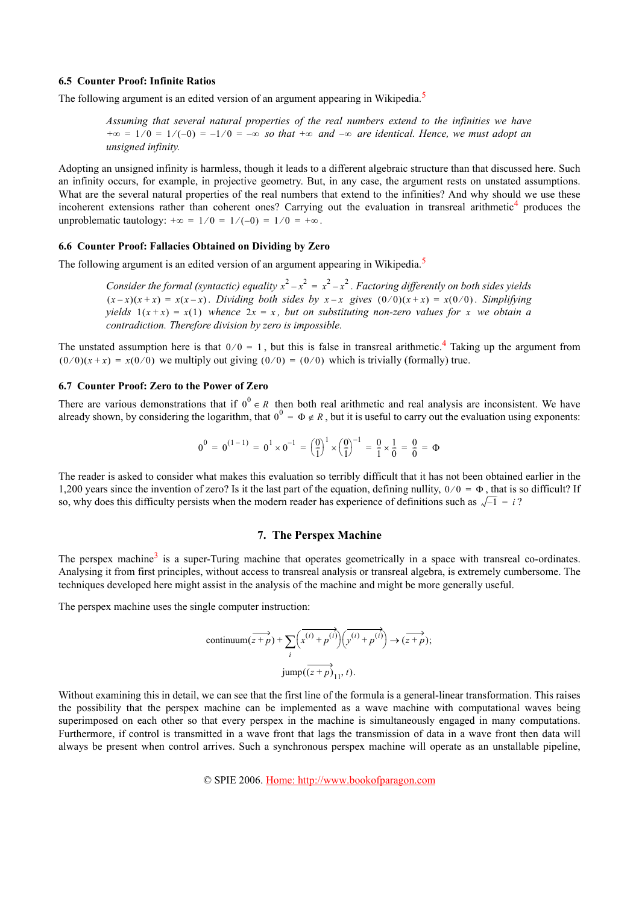### 6.5 Counter Proof: Infinite Ratios

The following argument is an edited version of an argument appearing in Wikipedia.[5]

> *Assuming that several natural properties of the real numbers extend to the infinities we have* $+\infty = 1/0 = 1/(-0) = -1/0 = -\infty$ *so that* $+\infty$ *and* $-\infty$ *are identical. Hence, we must adopt an unsigned infinity.*

Adopting an unsigned infinity is harmless, though it leads to a different algebraic structure than that discussed here. Such an infinity occurs, for example, in projective geometry. But, in any case, the argument rests on unstated assumptions. What are the several natural properties of the real numbers that extend to the infinities? And why should we use these incoherent extensions rather than coherent ones? Carrying out the evaluation in transreal arithmetic[4] produces the unproblematic tautology: $+\infty = 1/0 = 1/(-0) = 1/0 = +\infty$.

### 6.6 Counter Proof: Fallacies Obtained on Dividing by Zero

The following argument is an edited version of an argument appearing in Wikipedia.[5]

> *Consider the formal (syntactic) equality* $x^2 - x^2 = x^2 - x^2$. *Factoring differently on both sides yields* $(x-x)(x+x) = x(x-x)$. *Dividing both sides by* $x-x$ *gives* $(0/0)(x+x) = x(0/0)$. *Simplifying yields* $1(x+x) = x(1)$ *whence* $2x = x$, *but on substituting non-zero values for* $x$ *we obtain a contradiction. Therefore division by zero is impossible.*

The unstated assumption here is that $0/0 = 1$, but this is false in transreal arithmetic.[4] Taking up the argument from $(0/0)(x+x) = x(0/0)$ we multiply out giving $(0/0) = (0/0)$ which is trivially (formally) true.

### 6.7 Counter Proof: Zero to the Power of Zero

There are various demonstrations that if $0^0 \in R$ then both real arithmetic and real analysis are inconsistent. We have already shown, by considering the logarithm, that $0^0 = \Phi \notin R$, but it is useful to carry out the evaluation using exponents:

$$0^0 = 0^{(1-1)} = 0^1 \times 0^{-1} = \left(\frac{0}{1}\right)^1 \times \left(\frac{0}{1}\right)^{-1} = \frac{0}{1} \times \frac{1}{0} = \frac{0}{0} = \Phi$$

The reader is asked to consider what makes this evaluation so terribly difficult that it has not been obtained earlier in the 1,200 years since the invention of zero? Is it the last part of the equation, defining nullity, $0/0 = \Phi$, that is so difficult? If so, why does this difficulty persists when the modern reader has experience of definitions such as $\sqrt{-1} = i$?

## 7. The Perspex Machine

The perspex machine[3] is a super-Turing machine that operates geometrically in a space with transreal co-ordinates. Analysing it from first principles, without access to transreal analysis or transreal algebra, is extremely cumbersome. The techniques developed here might assist in the analysis of the machine and might be more generally useful.

The perspex machine uses the single computer instruction:

$$\text{continuum}(\overrightarrow{z+p}) + \sum_i \left(\overrightarrow{x^{(i)} + p^{(i)}}\right)\left(\overrightarrow{y^{(i)} + p^{(i)}}\right) \rightarrow (\overrightarrow{z+p});$$

$$\text{jump}((\overrightarrow{z+p})_{11}, t).$$

Without examining this in detail, we can see that the first line of the formula is a general-linear transformation. This raises the possibility that the perspex machine can be implemented as a wave machine with computational waves being superimposed on each other so that every perspex in the machine is simultaneously engaged in many computations. Furthermore, if control is transmitted in a wave front that lags the transmission of data in a wave front then data will always be present when control arrives. Such a synchronous perspex machine will operate as an unstallable pipeline,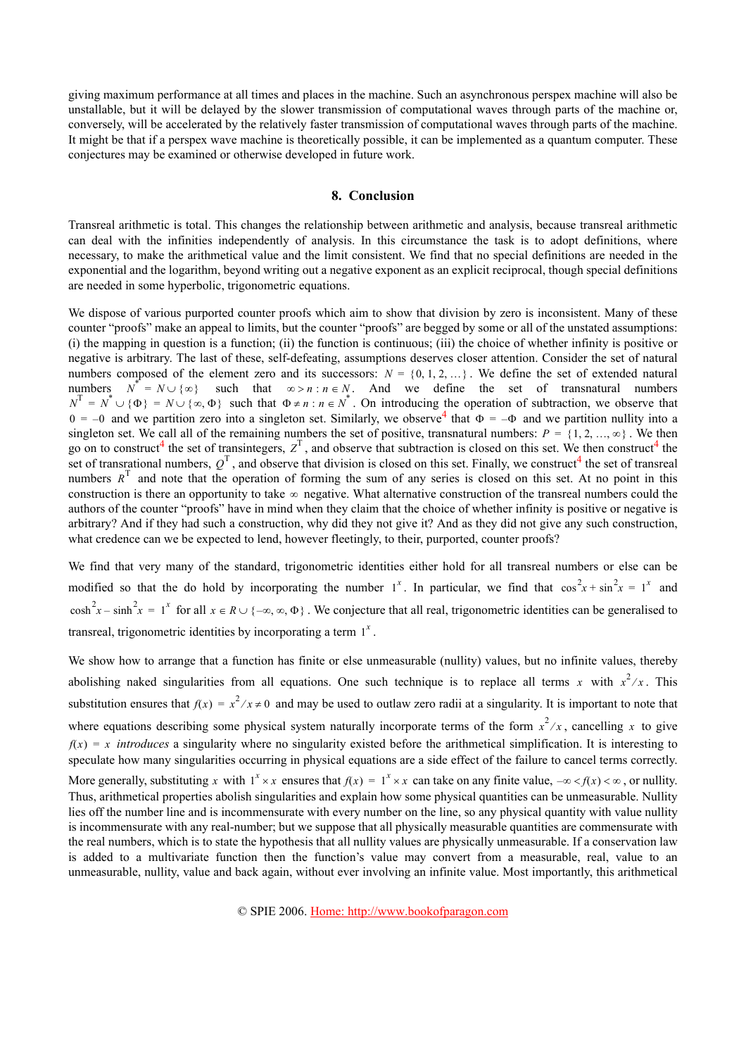giving maximum performance at all times and places in the machine. Such an asynchronous perspex machine will also be unstallable, but it will be delayed by the slower transmission of computational waves through parts of the machine or, conversely, will be accelerated by the relatively faster transmission of computational waves through parts of the machine. It might be that if a perspex wave machine is theoretically possible, it can be implemented as a quantum computer. These conjectures may be examined or otherwise developed in future work.

## 8. Conclusion

Transreal arithmetic is total. This changes the relationship between arithmetic and analysis, because transreal arithmetic can deal with the infinities independently of analysis. In this circumstance the task is to adopt definitions, where necessary, to make the arithmetical value and the limit consistent. We find that no special definitions are needed in the exponential and the logarithm, beyond writing out a negative exponent as an explicit reciprocal, though special definitions are needed in some hyperbolic, trigonometric equations.

We dispose of various purported counter proofs which aim to show that division by zero is inconsistent. Many of these counter "proofs" make an appeal to limits, but the counter "proofs" are begged by some or all of the unstated assumptions: (i) the mapping in question is a function; (ii) the function is continuous; (iii) the choice of whether infinity is positive or negative is arbitrary. The last of these, self-defeating, assumptions deserves closer attention. Consider the set of natural numbers composed of the element zero and its successors: $N = \{0, 1, 2, \ldots\}$. We define the set of extended natural numbers $N^* = N \cup \{\infty\}$ such that $\infty > n : n \in N$. And we define the set of transnatural numbers $N^T = N^* \cup \{\Phi\} = N \cup \{\infty, \Phi\}$ such that $\Phi \neq n : n \in N^*$. On introducing the operation of subtraction, we observe that $0 = -0$ and we partition zero into a singleton set. Similarly, we observe[4] that $\Phi = -\Phi$ and we partition nullity into a singleton set. We call all of the remaining numbers the set of positive, transnatural numbers: $P = \{1, 2, \ldots, \infty\}$. We then go on to construct[4] the set of transintegers, $Z^T$, and observe that subtraction is closed on this set. We then construct[4] the set of transrational numbers, $Q^T$, and observe that division is closed on this set. Finally, we construct[4] the set of transreal numbers $R^T$ and note that the operation of forming the sum of any series is closed on this set. At no point in this construction is there an opportunity to take $\infty$ negative. What alternative construction of the transreal numbers could the authors of the counter "proofs" have in mind when they claim that the choice of whether infinity is positive or negative is arbitrary? And if they had such a construction, why did they not give it? And as they did not give any such construction, what credence can we be expected to lend, however fleetingly, to their, purported, counter proofs?

We find that very many of the standard, trigonometric identities either hold for all transreal numbers or else can be modified so that the do hold by incorporating the number $1^x$. In particular, we find that $\cos^2 x + \sin^2 x = 1^x$ and $\cosh^2 x - \sinh^2 x = 1^x$ for all $x \in R \cup \{-\infty, \infty, \Phi\}$. We conjecture that all real, trigonometric identities can be generalised to transreal, trigonometric identities by incorporating a term $1^x$.

We show how to arrange that a function has finite or else unmeasurable (nullity) values, but no infinite values, thereby abolishing naked singularities from all equations. One such technique is to replace all terms $x$ with $x^2/x$. This substitution ensures that $f(x) = x^2/x \neq 0$ and may be used to outlaw zero radii at a singularity. It is important to note that where equations describing some physical system naturally incorporate terms of the form $x^2/x$, cancelling $x$ to give $f(x) = x$ *introduces* a singularity where no singularity existed before the arithmetical simplification. It is interesting to speculate how many singularities occurring in physical equations are a side effect of the failure to cancel terms correctly. More generally, substituting $x$ with $1^x \times x$ ensures that $f(x) = 1^x \times x$ can take on any finite value, $-\infty < f(x) < \infty$, or nullity. Thus, arithmetical properties abolish singularities and explain how some physical quantities can be unmeasurable. Nullity lies off the number line and is incommensurate with every number on the line, so any physical quantity with value nullity is incommensurate with any real-number; but we suppose that all physically measurable quantities are commensurate with the real numbers, which is to state the hypothesis that all nullity values are physically unmeasurable. If a conservation law is added to a multivariate function then the function's value may convert from a measurable, real, value to an unmeasurable, nullity, value and back again, without ever involving an infinite value. Most importantly, this arithmetical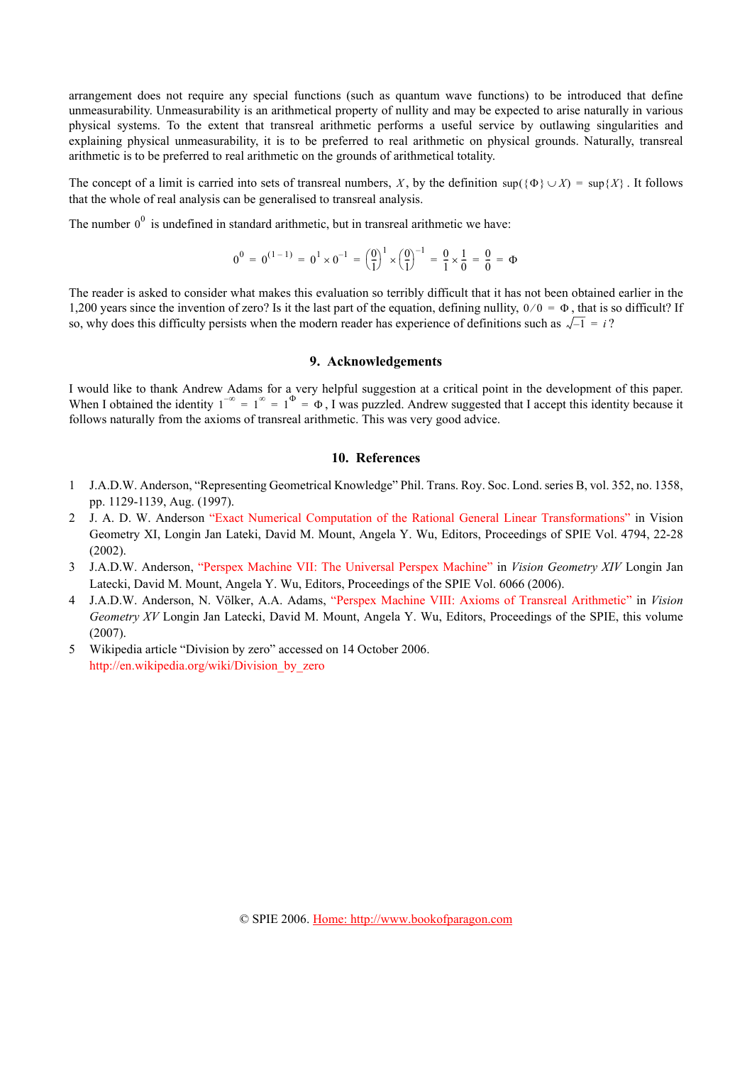arrangement does not require any special functions (such as quantum wave functions) to be introduced that define unmeasurability. Unmeasurability is an arithmetical property of nullity and may be expected to arise naturally in various physical systems. To the extent that transreal arithmetic performs a useful service by outlawing singularities and explaining physical unmeasurability, it is to be preferred to real arithmetic on physical grounds. Naturally, transreal arithmetic is to be preferred to real arithmetic on the grounds of arithmetical totality.

The concept of a limit is carried into sets of transreal numbers, $X$, by the definition $\sup(\{\Phi\} \cup X) = \sup\{X\}$. It follows that the whole of real analysis can be generalised to transreal analysis.

The number $0^0$ is undefined in standard arithmetic, but in transreal arithmetic we have:

$$0^0 = 0^{(1-1)} = 0^1 \times 0^{-1} = \left(\frac{0}{1}\right)^1 \times \left(\frac{0}{1}\right)^{-1} = \frac{0}{1} \times \frac{1}{0} = \frac{0}{0} = \Phi$$

The reader is asked to consider what makes this evaluation so terribly difficult that it has not been obtained earlier in the 1,200 years since the invention of zero? Is it the last part of the equation, defining nullity, $0/0 = \Phi$, that is so difficult? If so, why does this difficulty persists when the modern reader has experience of definitions such as $\sqrt{-1} = i$?

## 9. Acknowledgements

I would like to thank Andrew Adams for a very helpful suggestion at a critical point in the development of this paper. When I obtained the identity $1^{-\infty} = 1^{\infty} = 1^{\Phi} = \Phi$, I was puzzled. Andrew suggested that I accept this identity because it follows naturally from the axioms of transreal arithmetic. This was very good advice.

## 10. References

1. J.A.D.W. Anderson, "Representing Geometrical Knowledge" Phil. Trans. Roy. Soc. Lond. series B, vol. 352, no. 1358, pp. 1129-1139, Aug. (1997).
2. J. A. D. W. Anderson "Exact Numerical Computation of the Rational General Linear Transformations" in Vision Geometry XI, Longin Jan Lateki, David M. Mount, Angela Y. Wu, Editors, Proceedings of SPIE Vol. 4794, 22-28 (2002).
3. J.A.D.W. Anderson, "Perspex Machine VII: The Universal Perspex Machine" in *Vision Geometry XIV* Longin Jan Latecki, David M. Mount, Angela Y. Wu, Editors, Proceedings of the SPIE Vol. 6066 (2006).
4. J.A.D.W. Anderson, N. Völker, A.A. Adams, "Perspex Machine VIII: Axioms of Transreal Arithmetic" in *Vision Geometry XV* Longin Jan Latecki, David M. Mount, Angela Y. Wu, Editors, Proceedings of the SPIE, this volume (2007).
5. Wikipedia article "Division by zero" accessed on 14 October 2006. http://en.wikipedia.org/wiki/Division_by_zero

© SPIE 2006. Home: http://www.bookofparagon.com